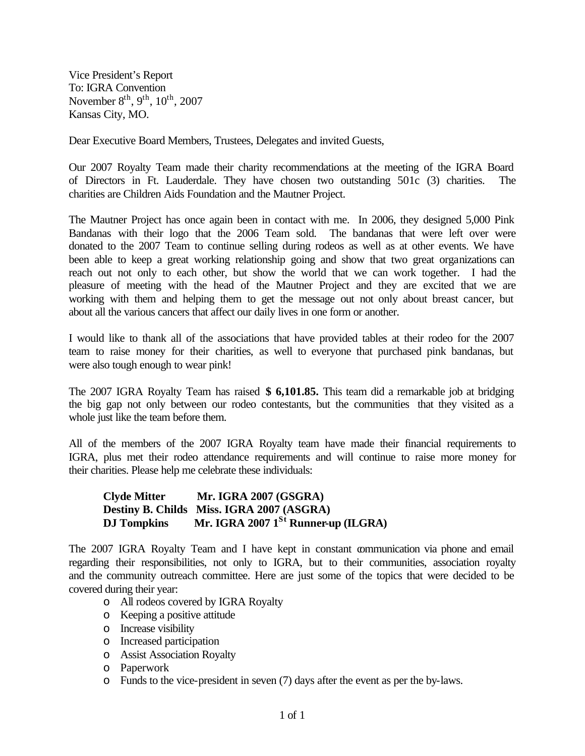Vice President's Report
To: IGRA Convention
November 8th, 9th, 10th, 2007
Kansas City, MO.

Dear Executive Board Members, Trustees, Delegates and invited Guests,

Our 2007 Royalty Team made their charity recommendations at the meeting of the IGRA Board of Directors in Ft. Lauderdale. They have chosen two outstanding 501c (3) charities. The charities are Children Aids Foundation and the Mautner Project.

The Mautner Project has once again been in contact with me. In 2006, they designed 5,000 Pink Bandanas with their logo that the 2006 Team sold. The bandanas that were left over were donated to the 2007 Team to continue selling during rodeos as well as at other events. We have been able to keep a great working relationship going and show that two great organizations can reach out not only to each other, but show the world that we can work together. I had the pleasure of meeting with the head of the Mautner Project and they are excited that we are working with them and helping them to get the message out not only about breast cancer, but about all the various cancers that affect our daily lives in one form or another.

I would like to thank all of the associations that have provided tables at their rodeo for the 2007 team to raise money for their charities, as well to everyone that purchased pink bandanas, but were also tough enough to wear pink!

The 2007 IGRA Royalty Team has raised **$ 6,101.85.** This team did a remarkable job at bridging the big gap not only between our rodeo contestants, but the communities that they visited as a whole just like the team before them.

All of the members of the 2007 IGRA Royalty team have made their financial requirements to IGRA, plus met their rodeo attendance requirements and will continue to raise more money for their charities. Please help me celebrate these individuals:

**Clyde Mitter** **Mr. IGRA 2007 (GSGRA)**
**Destiny B. Childs** **Miss. IGRA 2007 (ASGRA)**
**DJ Tompkins** **Mr. IGRA 2007 1st Runner-up (ILGRA)**

The 2007 IGRA Royalty Team and I have kept in constant communication via phone and email regarding their responsibilities, not only to IGRA, but to their communities, association royalty and the community outreach committee. Here are just some of the topics that were decided to be covered during their year:

- All rodeos covered by IGRA Royalty
- Keeping a positive attitude
- Increase visibility
- Increased participation
- Assist Association Royalty
- Paperwork
- Funds to the vice-president in seven (7) days after the event as per the by-laws.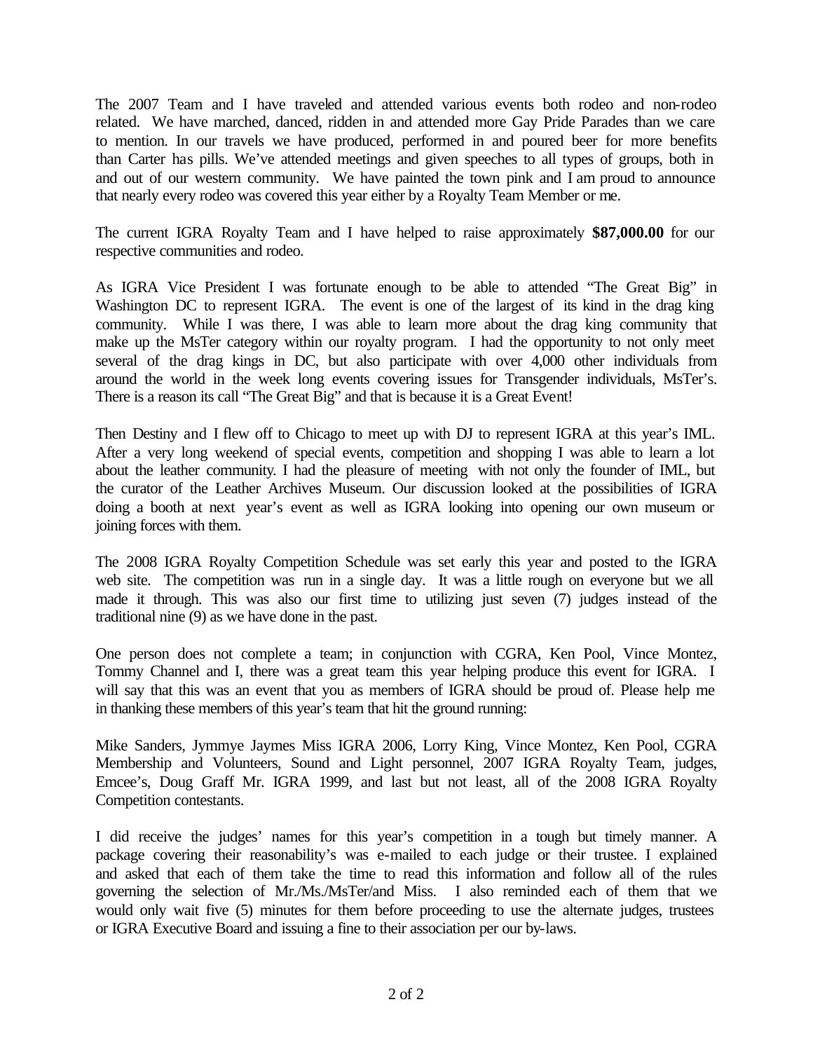The 2007 Team and I have traveled and attended various events both rodeo and non-rodeo related. We have marched, danced, ridden in and attended more Gay Pride Parades than we care to mention. In our travels we have produced, performed in and poured beer for more benefits than Carter has pills. We've attended meetings and given speeches to all types of groups, both in and out of our western community. We have painted the town pink and I am proud to announce that nearly every rodeo was covered this year either by a Royalty Team Member or me.

The current IGRA Royalty Team and I have helped to raise approximately **$87,000.00** for our respective communities and rodeo.

As IGRA Vice President I was fortunate enough to be able to attended "The Great Big" in Washington DC to represent IGRA. The event is one of the largest of its kind in the drag king community. While I was there, I was able to learn more about the drag king community that make up the MsTer category within our royalty program. I had the opportunity to not only meet several of the drag kings in DC, but also participate with over 4,000 other individuals from around the world in the week long events covering issues for Transgender individuals, MsTer's. There is a reason its call "The Great Big" and that is because it is a Great Event!

Then Destiny and I flew off to Chicago to meet up with DJ to represent IGRA at this year's IML. After a very long weekend of special events, competition and shopping I was able to learn a lot about the leather community. I had the pleasure of meeting with not only the founder of IML, but the curator of the Leather Archives Museum. Our discussion looked at the possibilities of IGRA doing a booth at next year's event as well as IGRA looking into opening our own museum or joining forces with them.

The 2008 IGRA Royalty Competition Schedule was set early this year and posted to the IGRA web site. The competition was run in a single day. It was a little rough on everyone but we all made it through. This was also our first time to utilizing just seven (7) judges instead of the traditional nine (9) as we have done in the past.

One person does not complete a team; in conjunction with CGRA, Ken Pool, Vince Montez, Tommy Channel and I, there was a great team this year helping produce this event for IGRA. I will say that this was an event that you as members of IGRA should be proud of. Please help me in thanking these members of this year's team that hit the ground running:

Mike Sanders, Jymmye Jaymes Miss IGRA 2006, Lorry King, Vince Montez, Ken Pool, CGRA Membership and Volunteers, Sound and Light personnel, 2007 IGRA Royalty Team, judges, Emcee's, Doug Graff Mr. IGRA 1999, and last but not least, all of the 2008 IGRA Royalty Competition contestants.

I did receive the judges' names for this year's competition in a tough but timely manner. A package covering their reasonability's was e-mailed to each judge or their trustee. I explained and asked that each of them take the time to read this information and follow all of the rules governing the selection of Mr./Ms./MsTer/and Miss. I also reminded each of them that we would only wait five (5) minutes for them before proceeding to use the alternate judges, trustees or IGRA Executive Board and issuing a fine to their association per our by-laws.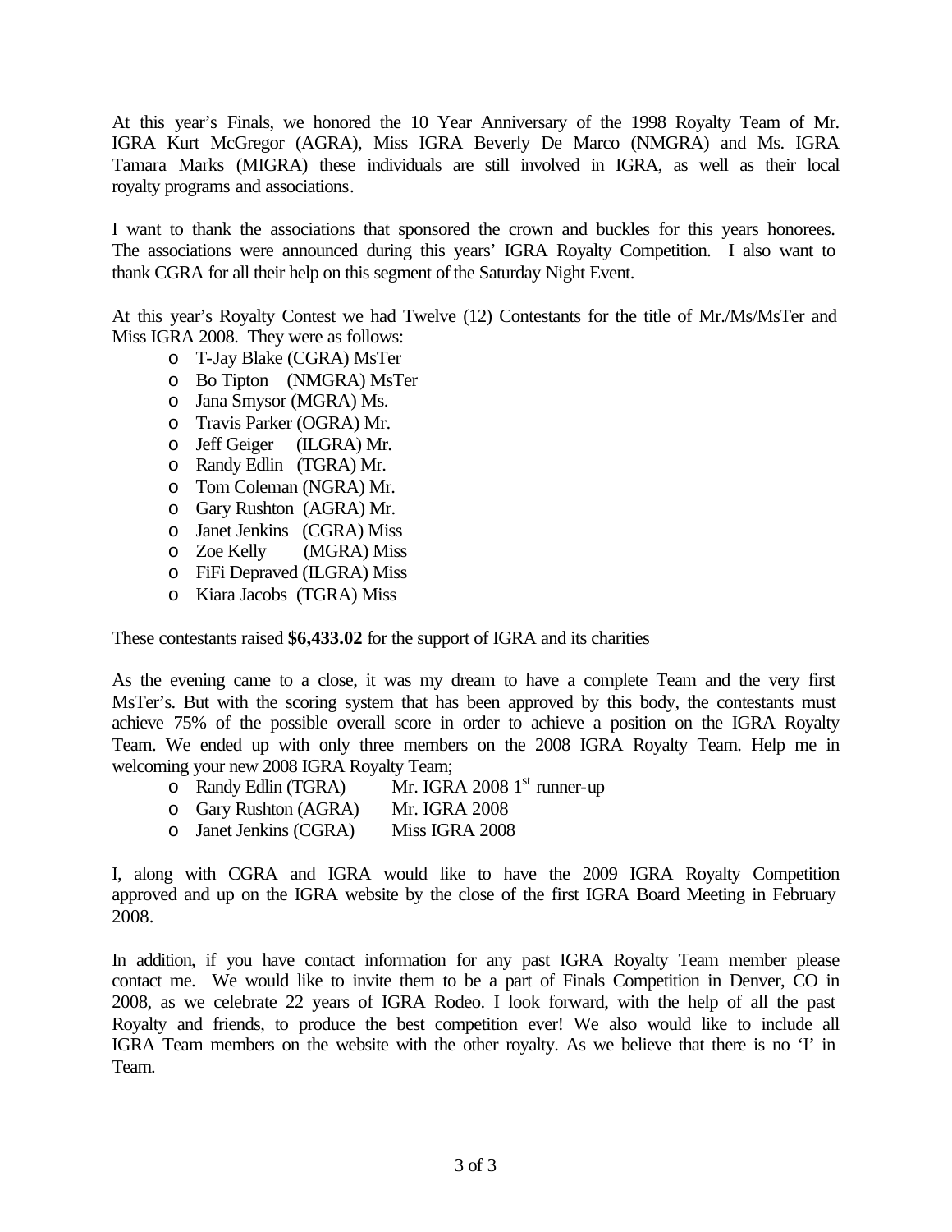At this year's Finals, we honored the 10 Year Anniversary of the 1998 Royalty Team of Mr. IGRA Kurt McGregor (AGRA), Miss IGRA Beverly De Marco (NMGRA) and Ms. IGRA Tamara Marks (MIGRA) these individuals are still involved in IGRA, as well as their local royalty programs and associations.

I want to thank the associations that sponsored the crown and buckles for this years honorees. The associations were announced during this years' IGRA Royalty Competition. I also want to thank CGRA for all their help on this segment of the Saturday Night Event.

At this year's Royalty Contest we had Twelve (12) Contestants for the title of Mr./Ms/MsTer and Miss IGRA 2008. They were as follows:

- T-Jay Blake (CGRA) MsTer
- Bo Tipton (NMGRA) MsTer
- Jana Smysor (MGRA) Ms.
- Travis Parker (OGRA) Mr.
- Jeff Geiger (ILGRA) Mr.
- Randy Edlin (TGRA) Mr.
- Tom Coleman (NGRA) Mr.
- Gary Rushton (AGRA) Mr.
- Janet Jenkins (CGRA) Miss
- Zoe Kelly (MGRA) Miss
- FiFi Depraved (ILGRA) Miss
- Kiara Jacobs (TGRA) Miss

These contestants raised **$6,433.02** for the support of IGRA and its charities

As the evening came to a close, it was my dream to have a complete Team and the very first MsTer's. But with the scoring system that has been approved by this body, the contestants must achieve 75% of the possible overall score in order to achieve a position on the IGRA Royalty Team. We ended up with only three members on the 2008 IGRA Royalty Team. Help me in welcoming your new 2008 IGRA Royalty Team;

- Randy Edlin (TGRA) Mr. IGRA 2008 1st runner-up
- Gary Rushton (AGRA) Mr. IGRA 2008
- Janet Jenkins (CGRA) Miss IGRA 2008

I, along with CGRA and IGRA would like to have the 2009 IGRA Royalty Competition approved and up on the IGRA website by the close of the first IGRA Board Meeting in February 2008.

In addition, if you have contact information for any past IGRA Royalty Team member please contact me. We would like to invite them to be a part of Finals Competition in Denver, CO in 2008, as we celebrate 22 years of IGRA Rodeo. I look forward, with the help of all the past Royalty and friends, to produce the best competition ever! We also would like to include all IGRA Team members on the website with the other royalty. As we believe that there is no 'I' in Team.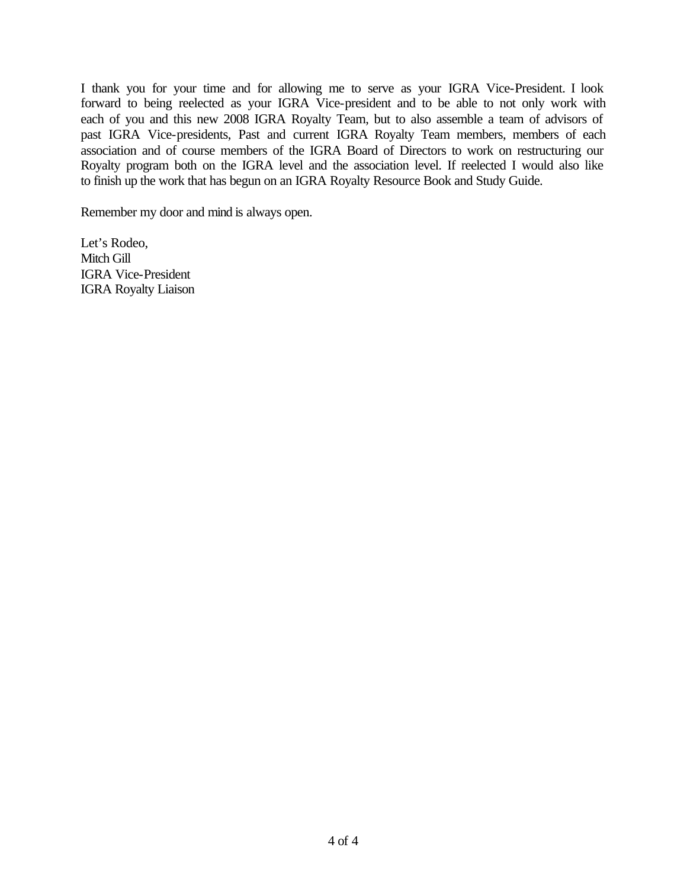I thank you for your time and for allowing me to serve as your IGRA Vice-President. I look forward to being reelected as your IGRA Vice-president and to be able to not only work with each of you and this new 2008 IGRA Royalty Team, but to also assemble a team of advisors of past IGRA Vice-presidents, Past and current IGRA Royalty Team members, members of each association and of course members of the IGRA Board of Directors to work on restructuring our Royalty program both on the IGRA level and the association level. If reelected I would also like to finish up the work that has begun on an IGRA Royalty Resource Book and Study Guide.

Remember my door and mind is always open.

Let's Rodeo,
Mitch Gill
IGRA Vice-President
IGRA Royalty Liaison